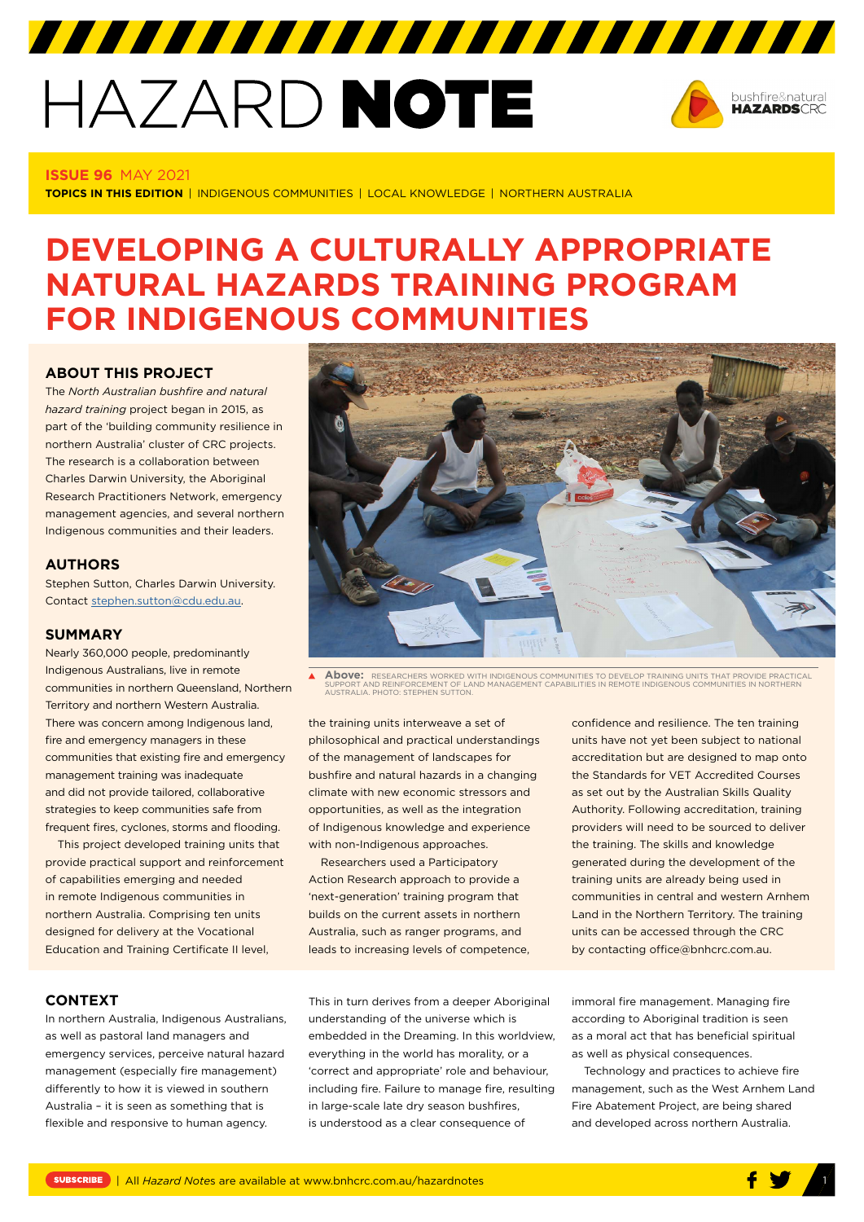# HAZARD NOTE

**ISSUE 96** MAY 2021

**TOPICS IN THIS EDITION** | INDIGENOUS COMMUNITIES | LOCAL KNOWLEDGE | NORTHERN AUSTRALIA

# DEVELOPING A CULTURALLY APPROPRIATE NATURAL HAZARDS TRAINING PROGRAM FOR INDIGENOUS COMMUNITIES

## ABOUT THIS PROJECT

The *North Australian bushfire and natural hazard training* project began in 2015, as part of the 'building community resilience in northern Australia' cluster of CRC projects. The research is a collaboration between Charles Darwin University, the Aboriginal Research Practitioners Network, emergency management agencies, and several northern Indigenous communities and their leaders.

## AUTHORS

Stephen Sutton, Charles Darwin University. Contact stephen.sutton@cdu.edu.au.

## SUMMARY

Nearly 360,000 people, predominantly Indigenous Australians, live in remote communities in northern Queensland, Northern Territory and northern Western Australia. There was concern among Indigenous land, fire and emergency managers in these communities that existing fire and emergency management training was inadequate and did not provide tailored, collaborative strategies to keep communities safe from frequent fires, cyclones, storms and flooding.

This project developed training units that provide practical support and reinforcement of capabilities emerging and needed in remote Indigenous communities in northern Australia. Comprising ten units designed for delivery at the Vocational Education and Training Certificate II level, the training units interweave a set of philosophical and practical understandings of the meaning of landscapes for bushfire and natural hazards in a changing climate with new economic stressors and opportunities, as well as the integration of Indigenous knowledge and experience with non-Indigenous approaches.

Researchers used a Participatory Action Research approach to provide a 'next-generation' training program that builds on the current assets in northern Australia, such as ranger programs, and leads to increasing levels of competence, confidence and resilience. The ten training units have not yet been subject to national accreditation but are designed to map onto the Standards for VET Accredited Courses as set out by the Australian Skills Quality Authority. Following accreditation, training providers will need to be sourced to deliver the training. The skills and knowledge generated during the development of the training units are already being used in communities in central and western Arnhem Land in the Northern Territory. The training units can be accessed through the CRC by contacting office@bnhcrc.com.au.

**Above:** RESEARCHERS WORKED WITH INDIGENOUS COMMUNITIES TO DEVELOP TRAINING UNITS THAT PROVIDE PRACTICAL SUPPORT AND REINFORCEMENT OF LAND MANAGEMENT CAPABILITIES IN REMOTE INDIGENOUS COMMUNITIES IN NORTHERN AUSTRALIA. PHOTO: STEPHEN SUTTON.

## CONTEXT

In northern Australia, Indigenous Australians, as well as pastoral land managers and emergency services, perceive natural hazard management (especially fire management) differently to how it is viewed in southern Australia – it is seen as something that is flexible and responsive to human agency. This in turn derives from a deeper Aboriginal understanding of the universe which is embedded in the Dreaming. In this worldview, everything in the world has morality, or a 'correct and appropriate' role and behaviour, including fire. Failure to manage fire, resulting in large-scale late dry season bushfires, is understood as a clear consequence of immoral fire management. Managing fire according to Aboriginal tradition is seen as a moral act that has beneficial spiritual as well as physical consequences.

Technology and practices to achieve fire management, such as the West Arnhem Land Fire Abatement Project, are being shared and developed across northern Australia.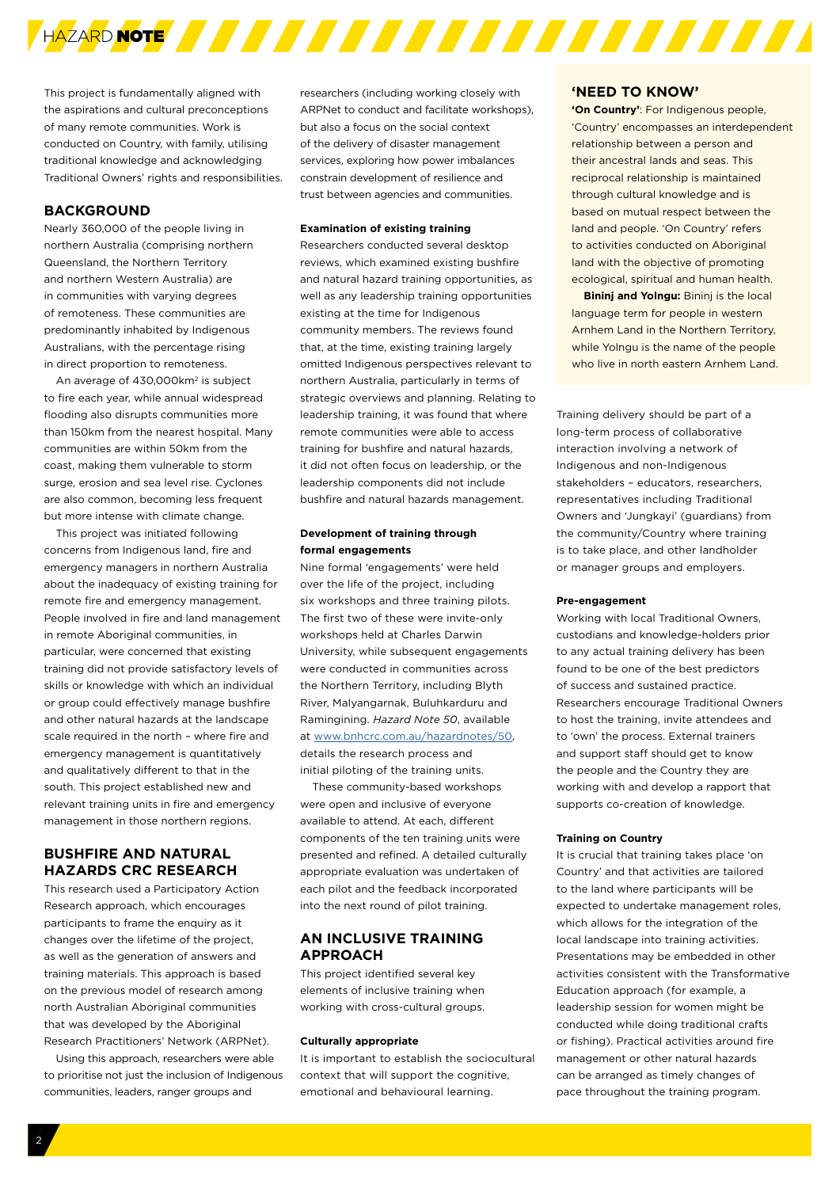This project is fundamentally aligned with the aspirations and cultural preconceptions of many remote communities. Work is conducted on Country, with family, utilising traditional knowledge and acknowledging Traditional Owners' rights and responsibilities.

## BACKGROUND

Nearly 360,000 of the people living in northern Australia (comprising northern Queensland, the Northern Territory and northern Western Australia) are in communities with varying degrees of remoteness. These communities are predominantly inhabited by Indigenous Australians, with the percentage rising in direct proportion to remoteness.

An average of 430,000km² is subject to fire each year, while annual widespread flooding also disrupts communities more than 150km from the nearest hospital. Many communities are within 50km from the coast, making them vulnerable to storm surge, erosion and sea level rise. Cyclones are also common, becoming less frequent but more intense with climate change.

This project was initiated following concerns from Indigenous land, fire and emergency managers in northern Australia about the inadequacy of existing training for remote fire and emergency management. People involved in fire and land management in remote Aboriginal communities, in particular, were concerned that existing training did not provide satisfactory levels of skills or knowledge with which an individual or group could effectively manage bushfire and other natural hazards at the landscape scale required in the north – where fire and emergency management is quantitatively and qualitatively different to that in the south. This project established new and relevant training units in fire and emergency management in those northern regions.

## BUSHFIRE AND NATURAL HAZARDS CRC RESEARCH

This research used a Participatory Action Research approach, which encourages participants to frame the enquiry as it changes over the lifetime of the project, as well as the generation of answers and training materials. This approach is based on the previous model of research among north Australian Aboriginal communities that was developed by the Aboriginal Research Practitioners' Network (ARPNet).

Using this approach, researchers were able to prioritise not just the inclusion of Indigenous communities, leaders, ranger groups and researchers (including working closely with ARPNet to conduct and facilitate workshops), but also a focus on the social context of the delivery of disaster management services, exploring how power imbalances constrain development of resilience and trust between agencies and communities.

#### Examination of existing training

Researchers conducted several desktop reviews, which examined existing bushfire and natural hazard training opportunities, as well as any leadership training opportunities existing at the time for Indigenous community members. The reviews found that, at the time, existing training largely omitted Indigenous perspectives relevant to northern Australia, particularly in terms of strategic overviews and planning. Relating to leadership training, it was found that where remote communities were able to access training for bushfire and natural hazards, it did not often focus on leadership, or the leadership components did not include bushfire and natural hazards management.

#### Development of training through formal engagements

Nine formal 'engagements' were held over the life of the project, including six workshops and three training pilots. The first two of these were invite-only workshops held at Charles Darwin University, while subsequent engagements were conducted in communities across the Northern Territory, including Blyth River, Malyangarnak, Buluhkarduru and Ramingining. *Hazard Note 50*, available at www.bnhcrc.com.au/hazardnotes/50, details the research process and initial piloting of the training units.

These community-based workshops were open and inclusive of everyone available to attend. At each, different components of the ten training units were presented and refined. A detailed culturally appropriate evaluation was undertaken of each pilot and the feedback incorporated into the next round of pilot training.

## AN INCLUSIVE TRAINING APPROACH

This project identified several key elements of inclusive training when working with cross-cultural groups.

#### Culturally appropriate

It is important to establish the sociocultural context that will support the cognitive, emotional and behavioural learning.

> **'NEED TO KNOW'**
>
> **'On Country'**: For Indigenous people, 'Country' encompasses an interdependent relationship between a person and their ancestral lands and seas. This reciprocal relationship is maintained through cultural knowledge and is based on mutual respect between the land and people. 'On Country' refers to activities conducted on Aboriginal land with the objective of promoting ecological, spiritual and human health.
>
> **Bininj and Yolngu:** Bininj is the local language term for people in western Arnhem Land in the Northern Territory, while Yolngu is the name of the people who live in north eastern Arnhem Land.

Training delivery should be part of a long-term process of collaborative interaction involving a network of Indigenous and non-Indigenous stakeholders – educators, researchers, representatives including Traditional Owners and 'Jungkayi' (guardians) from the community/Country where training is to take place, and other landholder or manager groups and employers.

#### Pre-engagement

Working with local Traditional Owners, custodians and knowledge-holders prior to any actual training delivery has been found to be one of the best predictors of success and sustained practice. Researchers encourage Traditional Owners to host the training, invite attendees and to 'own' the process. External trainers and support staff should get to know the people and the Country they are working with and develop a rapport that supports co-creation of knowledge.

#### Training on Country

It is crucial that training takes place 'on Country' and that activities are tailored to the land where participants will be expected to undertake management roles, which allows for the integration of the local landscape into training activities. Presentations may be embedded in other activities consistent with the Transformative Education approach (for example, a leadership session for women might be conducted while doing traditional crafts or fishing). Practical activities around fire management or other natural hazards can be arranged as timely changes of pace throughout the training program.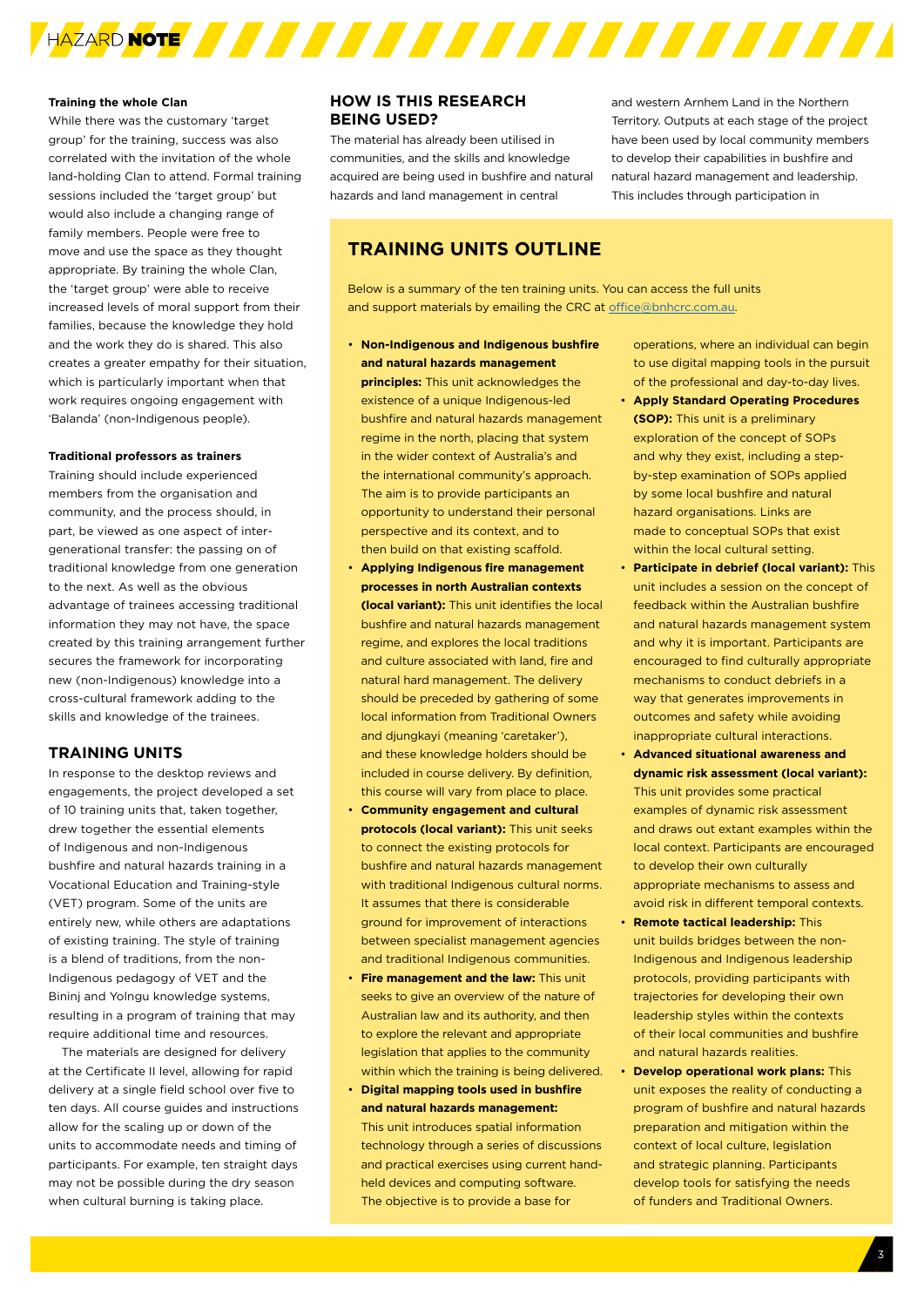#### Training the whole Clan

While there was the customary 'target group' for the training, success was also correlated with the invitation of the whole land-holding Clan to attend. Formal training sessions included the 'target group' but would also include a changing range of family members. People were free to move and use the space as they thought appropriate. By training the whole Clan, the 'target group' were able to receive increased levels of moral support from their families, because the knowledge they hold and the work they do is shared. This also creates a greater empathy for their situation, which is particularly important when that work requires ongoing engagement with 'Balanda' (non-Indigenous people).

#### Traditional professors as trainers

Training should include experienced members from the organisation and community, and the process should, in part, be viewed as one aspect of inter-generational transfer: the passing on of traditional knowledge from one generation to the next. As well as the obvious advantage of trainees accessing traditional information they may not have, the space created by this training arrangement further secures the framework for incorporating new (non-Indigenous) knowledge into a cross-cultural framework adding to the skills and knowledge of the trainees.

## TRAINING UNITS

In response to the desktop reviews and engagements, the project developed a set of 10 training units that, taken together, drew together the essential elements of Indigenous and non-Indigenous bushfire and natural hazards training in a Vocational Education and Training-style (VET) program. Some of the units are entirely new, while others are adaptations of existing training. The style of training is a blend of traditions, from the non-Indigenous pedagogy of VET and the Bininj and Yolngu knowledge systems, resulting in a program of training that may require additional time and resources.

The materials are designed for delivery at the Certificate II level, allowing for rapid delivery at a single field school over five to ten days. All course guides and instructions allow for the scaling up or down of the units to accommodate needs and timing of participants. For example, ten straight days may not be possible during the dry season when cultural burning is taking place.

## HOW IS THIS RESEARCH BEING USED?

The material has already been utilised in communities, and the skills and knowledge acquired are being used in bushfire and natural hazards and land management in central and western Arnhem Land in the Northern Territory. Outputs at each stage of the project have been used by local community members to develop their capabilities in bushfire and natural hazard management and leadership. This includes through participation in

## TRAINING UNITS OUTLINE

Below is a summary of the ten training units. You can access the full units and support materials by emailing the CRC at office@bnhcrc.com.au.

- **Non-Indigenous and Indigenous bushfire and natural hazards management principles:** This unit acknowledges the existence of a unique Indigenous-led bushfire and natural hazards management regime in the north, placing that system in the wider context of Australia's and the international community's approach. The aim is to provide participants an opportunity to understand their personal perspective and its context, and to then build on that existing scaffold.
- **Applying Indigenous fire management processes in north Australian contexts (local variant):** This unit identifies the local bushfire and natural hazards management regime, and explores the local traditions and culture associated with land, fire and natural hard management. The delivery should be preceded by gathering of some local information from Traditional Owners and djungkayi (meaning 'caretaker'), and these knowledge holders should be included in course delivery. By definition, this course will vary from place to place.
- **Community engagement and cultural protocols (local variant):** This unit seeks to connect the existing protocols for bushfire and natural hazards management with traditional Indigenous cultural norms. It assumes that there is considerable ground for improvement of interactions between specialist management agencies and traditional Indigenous communities.
- **Fire management and the law:** This unit seeks to give an overview of the nature of Australian law and its authority, and then to explore the relevant and appropriate legislation that applies to the community within which the training is being delivered.
- **Digital mapping tools used in bushfire and natural hazards management:** This unit introduces spatial information technology through a series of discussions and practical exercises using current hand-held devices and computing software. The objective is to provide a base for operations, where an individual can begin to use digital mapping tools in the pursuit of the professional and day-to-day lives.
- **Apply Standard Operating Procedures (SOP):** This unit is a preliminary exploration of the concept of SOPs and why they exist, including a step-by-step examination of SOPs applied by some local bushfire and natural hazard organisations. Links are made to conceptual SOPs that exist within the local cultural setting.
- **Participate in debrief (local variant):** This unit includes a session on the concept of feedback within the Australian bushfire and natural hazards management system and why it is important. Participants are encouraged to find culturally appropriate mechanisms to conduct debriefs in a way that generates improvements in outcomes and safety while avoiding inappropriate cultural interactions.
- **Advanced situational awareness and dynamic risk assessment (local variant):** This unit provides some practical examples of dynamic risk assessment and draws out extant examples within the local context. Participants are encouraged to develop their own culturally appropriate mechanisms to assess and avoid risk in different temporal contexts.
- **Remote tactical leadership:** This unit builds bridges between the non-Indigenous and Indigenous leadership protocols, providing participants with trajectories for developing their own leadership styles within the contexts of their local communities and bushfire and natural hazards realities.
- **Develop operational work plans:** This unit exposes the reality of conducting a program of bushfire and natural hazards preparation and mitigation within the context of local culture, legislation and strategic planning. Participants develop tools for satisfying the needs of funders and Traditional Owners.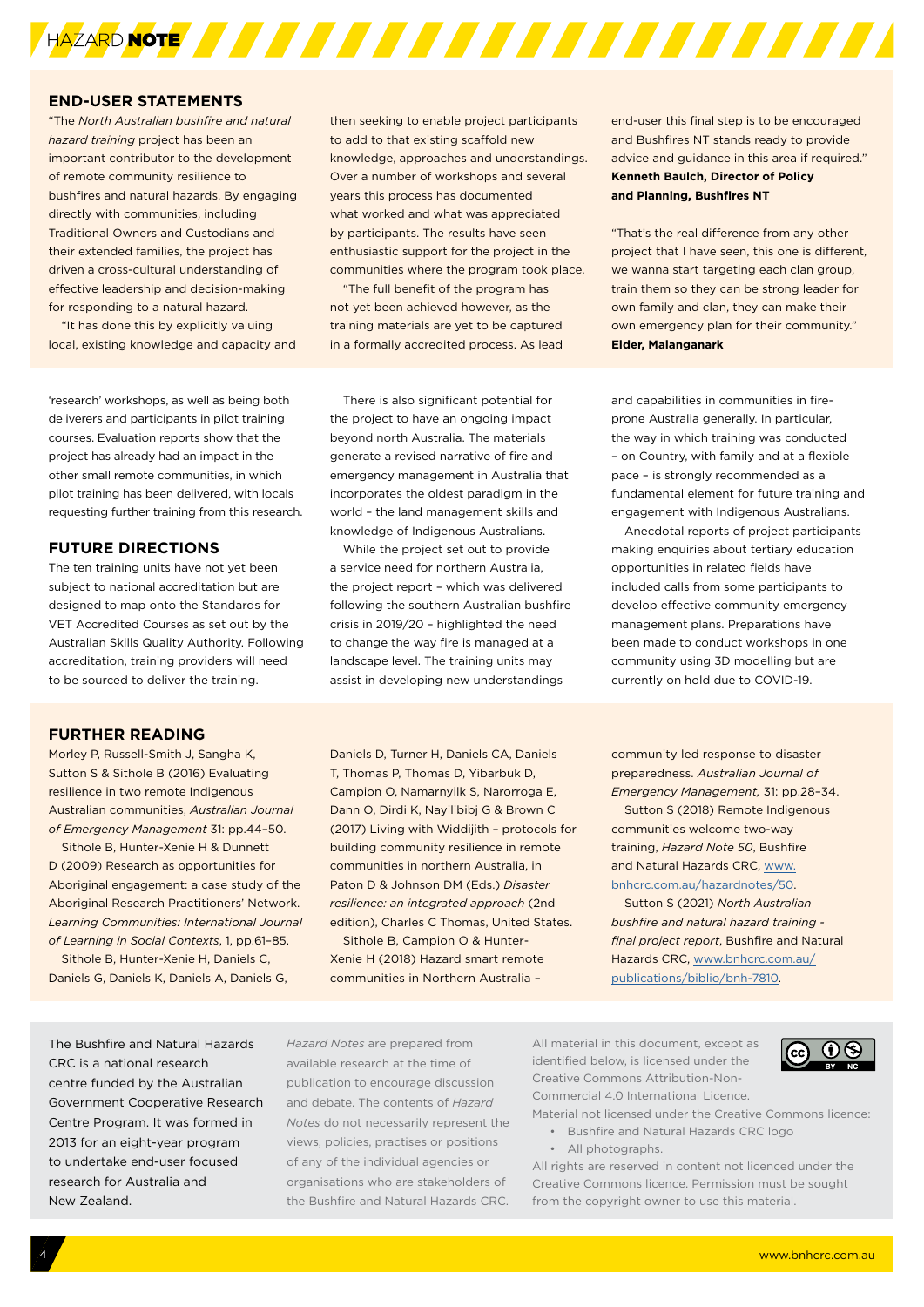## END-USER STATEMENTS

"The *North Australian bushfire and natural hazard training* project has been an important contributor to the development of remote community resilience to bushfires and natural hazards. By engaging directly with communities, including Traditional Owners and Custodians and their extended families, the project has driven a cross-cultural understanding of effective leadership and decision-making for responding to a natural hazard.

"It has done this by explicitly valuing local, existing knowledge and capacity and then seeking to enable project participants to add to that existing scaffold new knowledge, approaches and understandings. Over a number of workshops and several years this process has documented what worked and what was appreciated by participants. The results have seen enthusiastic support for the project in the communities where the program took place.

"The full benefit of the program has not yet been achieved however, as the training materials are yet to be captured in a formally accredited process. As lead end-user this final step is to be encouraged and Bushfires NT stands ready to provide advice and guidance in this area if required."

**Kenneth Baulch, Director of Policy and Planning, Bushfires NT**

"That's the real difference from any other project that I have seen, this one is different, we wanna start targeting each clan group, train them so they can be strong leader for own family and clan, they can make their own emergency plan for their community."

**Elder, Malanganark**

'research' workshops, as well as being both deliverers and participants in pilot training courses. Evaluation reports show that the project has already had an impact in the other small remote communities, in which pilot training has been delivered, with locals requesting further training from this research.

## FUTURE DIRECTIONS

The ten training units have not yet been subject to national accreditation but are designed to map onto the Standards for VET Accredited Courses as set out by the Australian Skills Quality Authority. Following accreditation, training providers will need to be sourced to deliver the training.

There is also significant potential for the project to have an ongoing impact beyond north Australia. The materials generate a revised narrative of fire and emergency management in Australia that incorporates the oldest paradigm in the world – the land management skills and knowledge of Indigenous Australians.

While the project set out to provide a service need for northern Australia, the project report – which was delivered following the southern Australian bushfire crisis in 2019/20 – highlighted the need to change the way fire is managed at a landscape level. The training units may assist in developing new understandings and capabilities in communities in fire-prone Australia generally. In particular, the way in which training was conducted – on Country, with family and at a flexible pace – is strongly recommended as a fundamental element for future training and engagement with Indigenous Australians.

Anecdotal reports of project participants making enquiries about tertiary education opportunities in related fields have included calls from some participants to develop effective community emergency management plans. Preparations have been made to conduct workshops in one community using 3D modelling but are currently on hold due to COVID-19.

## FURTHER READING

Morley P, Russell-Smith J, Sangha K, Sutton S & Sithole B (2016) Evaluating resilience in two remote Indigenous Australian communities, *Australian Journal of Emergency Management* 31: pp.44–50.

Sithole B, Hunter-Xenie H & Dunnett D (2009) Research as opportunities for Aboriginal engagement: a case study of the Aboriginal Research Practitioners' Network. *Learning Communities: International Journal of Learning in Social Contexts*, 1, pp.61–85.

Sithole B, Hunter-Xenie H, Daniels C, Daniels G, Daniels K, Daniels A, Daniels G, Daniels D, Turner H, Daniels CA, Daniels T, Thomas P, Thomas D, Yibarbuk D, Campion O, Namarnyilk S, Narorroga E, Dann O, Dirdi K, Nayilibibj G & Brown C (2017) Living with Widdijith – protocols for building community resilience in remote communities in northern Australia, in Paton D & Johnson DM (Eds.) *Disaster resilience: an integrated approach* (2nd edition), Charles C Thomas, United States.

Sithole B, Campion O & Hunter-Xenie H (2018) Hazard smart remote communities in Northern Australia – community led response to disaster preparedness. *Australian Journal of Emergency Management,* 31: pp.28–34.

Sutton S (2018) Remote Indigenous communities welcome two-way training, *Hazard Note 50*, Bushfire and Natural Hazards CRC, www.bnhcrc.com.au/hazardnotes/50.

Sutton S (2021) *North Australian bushfire and natural hazard training - final project report*, Bushfire and Natural Hazards CRC, www.bnhcrc.com.au/publications/biblio/bnh-7810.

The Bushfire and Natural Hazards CRC is a national research centre funded by the Australian Government Cooperative Research Centre Program. It was formed in 2013 for an eight-year program to undertake end-user focused research for Australia and New Zealand.

*Hazard Notes* are prepared from available research at the time of publication to encourage discussion and debate. The contents of *Hazard Notes* do not necessarily represent the views, policies, practises or positions of any of the individual agencies or organisations who are stakeholders of the Bushfire and Natural Hazards CRC.

All material in this document, except as identified below, is licensed under the Creative Commons Attribution-Non-Commercial 4.0 International Licence.

Material not licensed under the Creative Commons licence:

- Bushfire and Natural Hazards CRC logo
- All photographs.

All rights are reserved in content not licenced under the Creative Commons licence. Permission must be sought from the copyright owner to use this material.